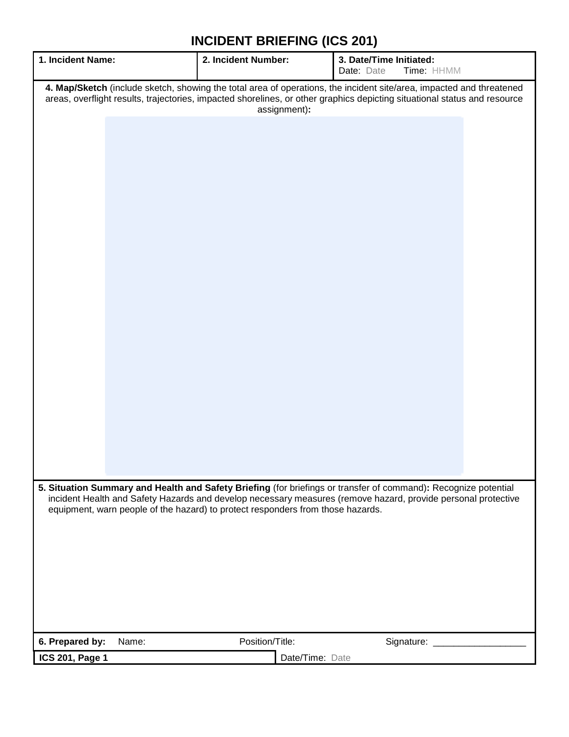# INCIDENT BRIEFING (ICS 201)

| 1. Incident Name: | 2. Incident Number: | 3. Date/Time Initiated: Date: Date Time: HHMM |
|---|---|---|

**4. Map/Sketch** (include sketch, showing the total area of operations, the incident site/area, impacted and threatened areas, overflight results, trajectories, impacted shorelines, or other graphics depicting situational status and resource assignment)**:**

**5. Situation Summary and Health and Safety Briefing** (for briefings or transfer of command)**:** Recognize potential incident Health and Safety Hazards and develop necessary measures (remove hazard, provide personal protective equipment, warn people of the hazard) to protect responders from those hazards.

| **6. Prepared by:** Name: | Position/Title: | Signature: __________________ |
|---|---|---|
| **ICS 201, Page 1** | Date/Time: Date | |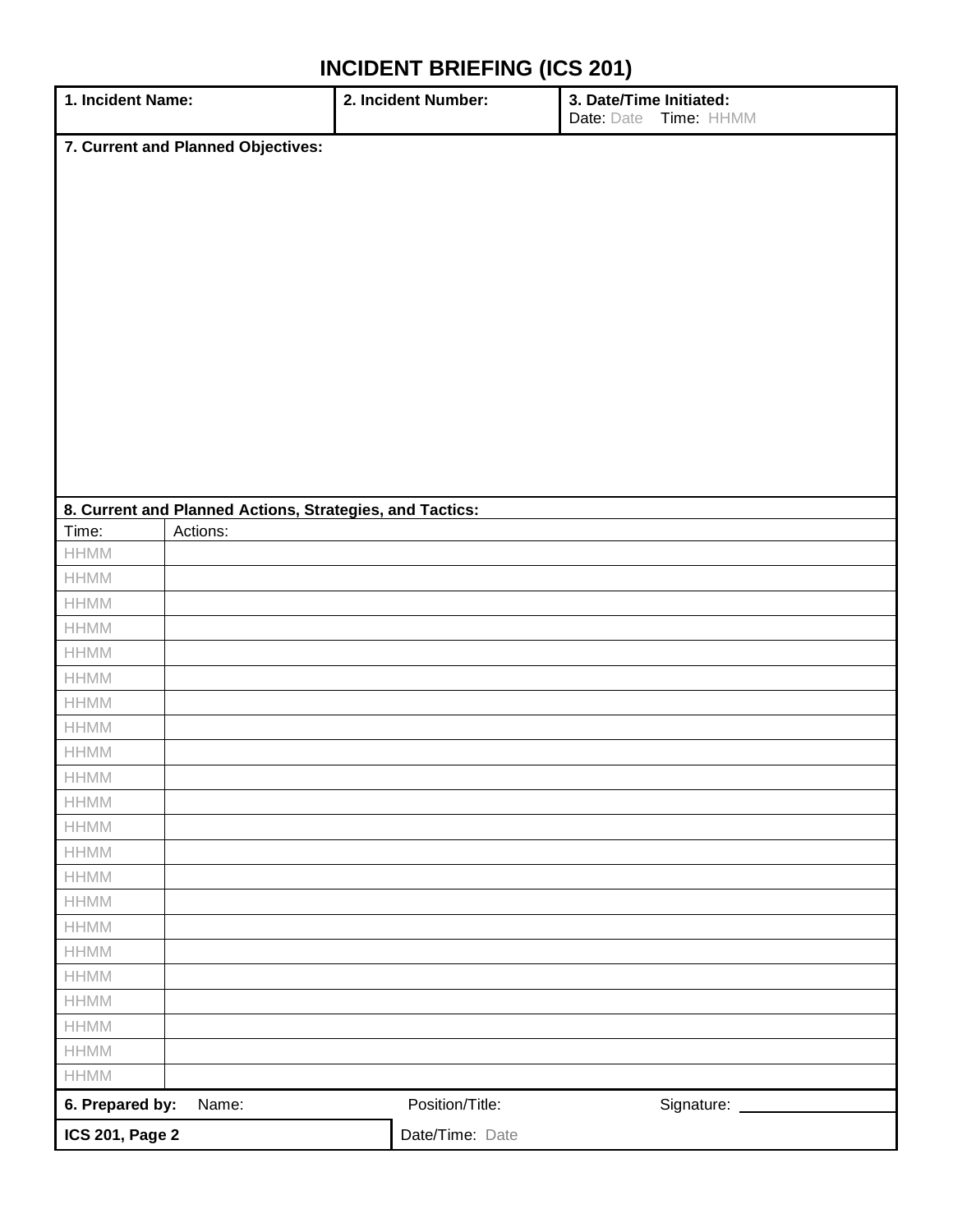# INCIDENT BRIEFING (ICS 201)

| 1. Incident Name: | 2. Incident Number: | 3. Date/Time Initiated: Date: Date Time: HHMM |
|---|---|---|

**7. Current and Planned Objectives:**

**8. Current and Planned Actions, Strategies, and Tactics:**

| Time: | Actions: |
|---|---|
| HHMM | |
| HHMM | |
| HHMM | |
| HHMM | |
| HHMM | |
| HHMM | |
| HHMM | |
| HHMM | |
| HHMM | |
| HHMM | |
| HHMM | |
| HHMM | |
| HHMM | |
| HHMM | |
| HHMM | |
| HHMM | |
| HHMM | |
| HHMM | |
| HHMM | |
| HHMM | |
| HHMM | |
| HHMM | |

| 6. Prepared by: Name: | Position/Title: | Signature: |
|---|---|---|
| ICS 201, Page 2 | Date/Time: Date | |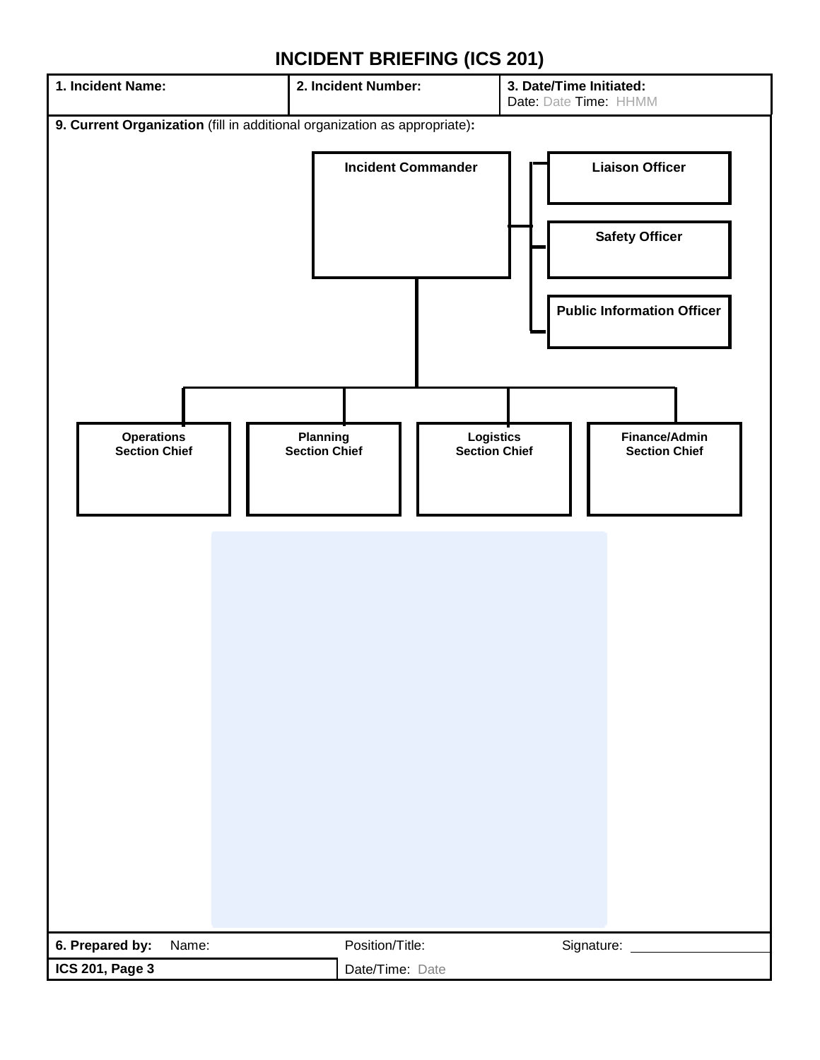# INCIDENT BRIEFING (ICS 201)

| 1. Incident Name: | 2. Incident Number: | 3. Date/Time Initiated: Date: Date Time: HHMM |
|---|---|---|

**9. Current Organization** (fill in additional organization as appropriate)**:**

**Incident Commander**

**Liaison Officer**

**Safety Officer**

**Public Information Officer**

**Operations Section Chief**

**Planning Section Chief**

**Logistics Section Chief**

**Finance/Admin Section Chief**

| **6. Prepared by:** Name: | Position/Title: | Signature: |
|---|---|---|
| **ICS 201, Page 3** | Date/Time: Date | |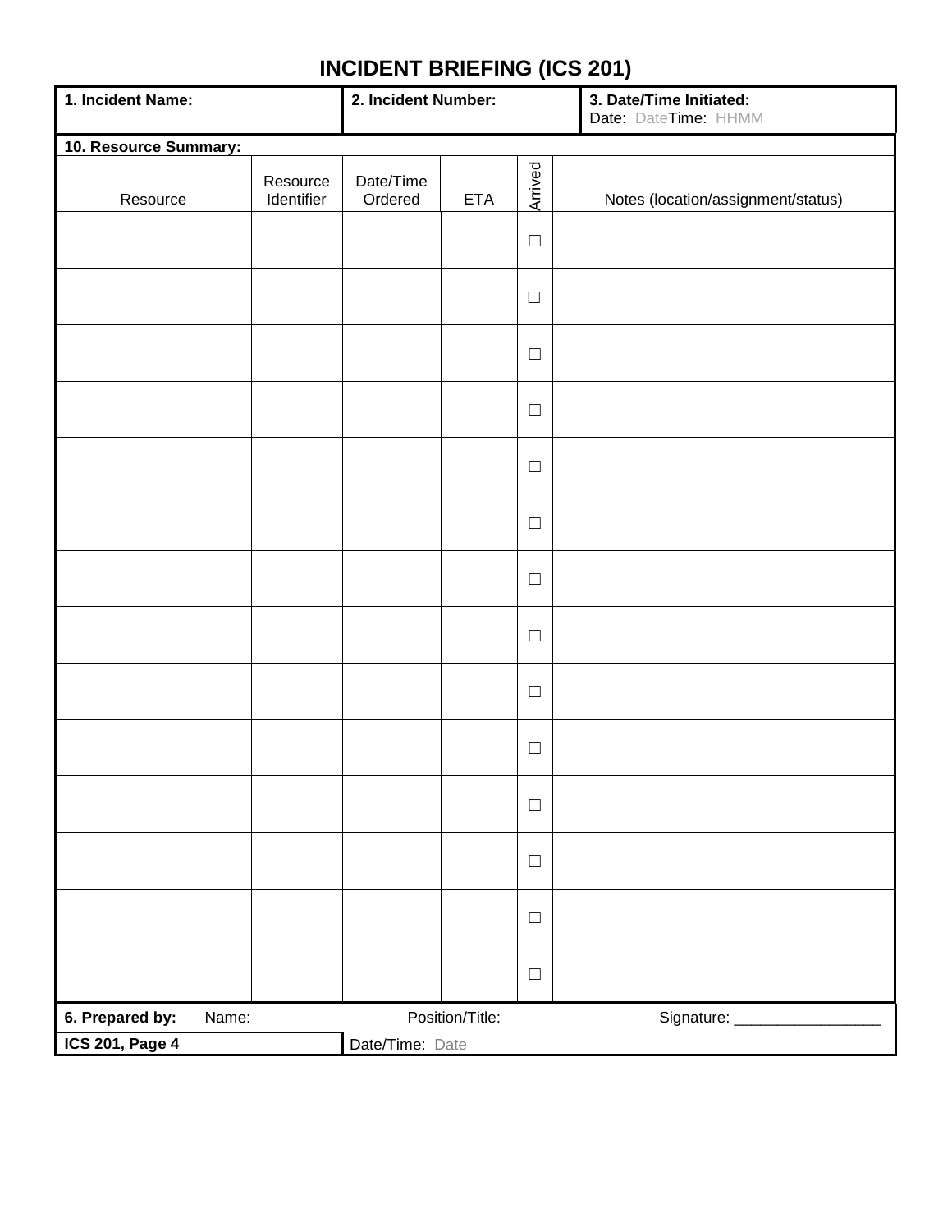# INCIDENT BRIEFING (ICS 201)

| 1. Incident Name: | 2. Incident Number: | 3. Date/Time Initiated: Date: Date Time: HHMM |
|---|---|---|

**10. Resource Summary:**

| Resource | Resource Identifier | Date/Time Ordered | ETA | Arrived | Notes (location/assignment/status) |
|---|---|---|---|---|---|
| | | | | ☐ | |
| | | | | ☐ | |
| | | | | ☐ | |
| | | | | ☐ | |
| | | | | ☐ | |
| | | | | ☐ | |
| | | | | ☐ | |
| | | | | ☐ | |
| | | | | ☐ | |
| | | | | ☐ | |
| | | | | ☐ | |
| | | | | ☐ | |
| | | | | ☐ | |
| | | | | ☐ | |

| 6. Prepared by: Name: | Position/Title: | Signature: _________________ |
|---|---|---|
| **ICS 201, Page 4** | Date/Time: Date | |